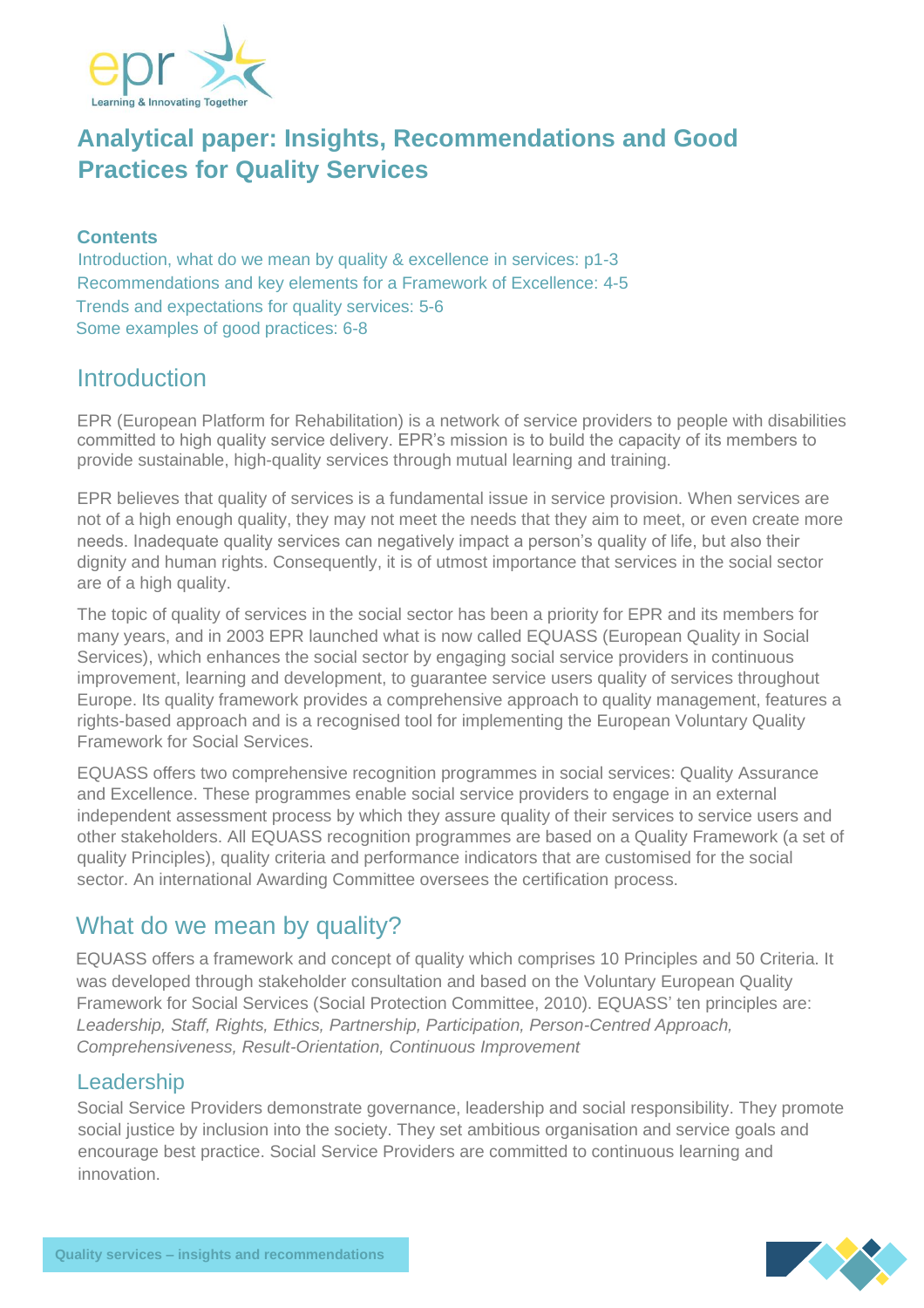# Analytical paper: Insights, Recommendations and Good Practices for Quality Services

**Contents**

Introduction, what do we mean by quality & excellence in services: p1-3
Recommendations and key elements for a Framework of Excellence: 4-5
Trends and expectations for quality services: 5-6
Some examples of good practices: 6-8

## Introduction

EPR (European Platform for Rehabilitation) is a network of service providers to people with disabilities committed to high quality service delivery. EPR's mission is to build the capacity of its members to provide sustainable, high-quality services through mutual learning and training.

EPR believes that quality of services is a fundamental issue in service provision. When services are not of a high enough quality, they may not meet the needs that they aim to meet, or even create more needs. Inadequate quality services can negatively impact a person's quality of life, but also their dignity and human rights. Consequently, it is of utmost importance that services in the social sector are of a high quality.

The topic of quality of services in the social sector has been a priority for EPR and its members for many years, and in 2003 EPR launched what is now called EQUASS (European Quality in Social Services), which enhances the social sector by engaging social service providers in continuous improvement, learning and development, to guarantee service users quality of services throughout Europe. Its quality framework provides a comprehensive approach to quality management, features a rights-based approach and is a recognised tool for implementing the European Voluntary Quality Framework for Social Services.

EQUASS offers two comprehensive recognition programmes in social services: Quality Assurance and Excellence. These programmes enable social service providers to engage in an external independent assessment process by which they assure quality of their services to service users and other stakeholders. All EQUASS recognition programmes are based on a Quality Framework (a set of quality Principles), quality criteria and performance indicators that are customised for the social sector. An international Awarding Committee oversees the certification process.

## What do we mean by quality?

EQUASS offers a framework and concept of quality which comprises 10 Principles and 50 Criteria. It was developed through stakeholder consultation and based on the Voluntary European Quality Framework for Social Services (Social Protection Committee, 2010). EQUASS' ten principles are: *Leadership, Staff, Rights, Ethics, Partnership, Participation, Person-Centred Approach, Comprehensiveness, Result-Orientation, Continuous Improvement*

### Leadership

Social Service Providers demonstrate governance, leadership and social responsibility. They promote social justice by inclusion into the society. They set ambitious organisation and service goals and encourage best practice. Social Service Providers are committed to continuous learning and innovation.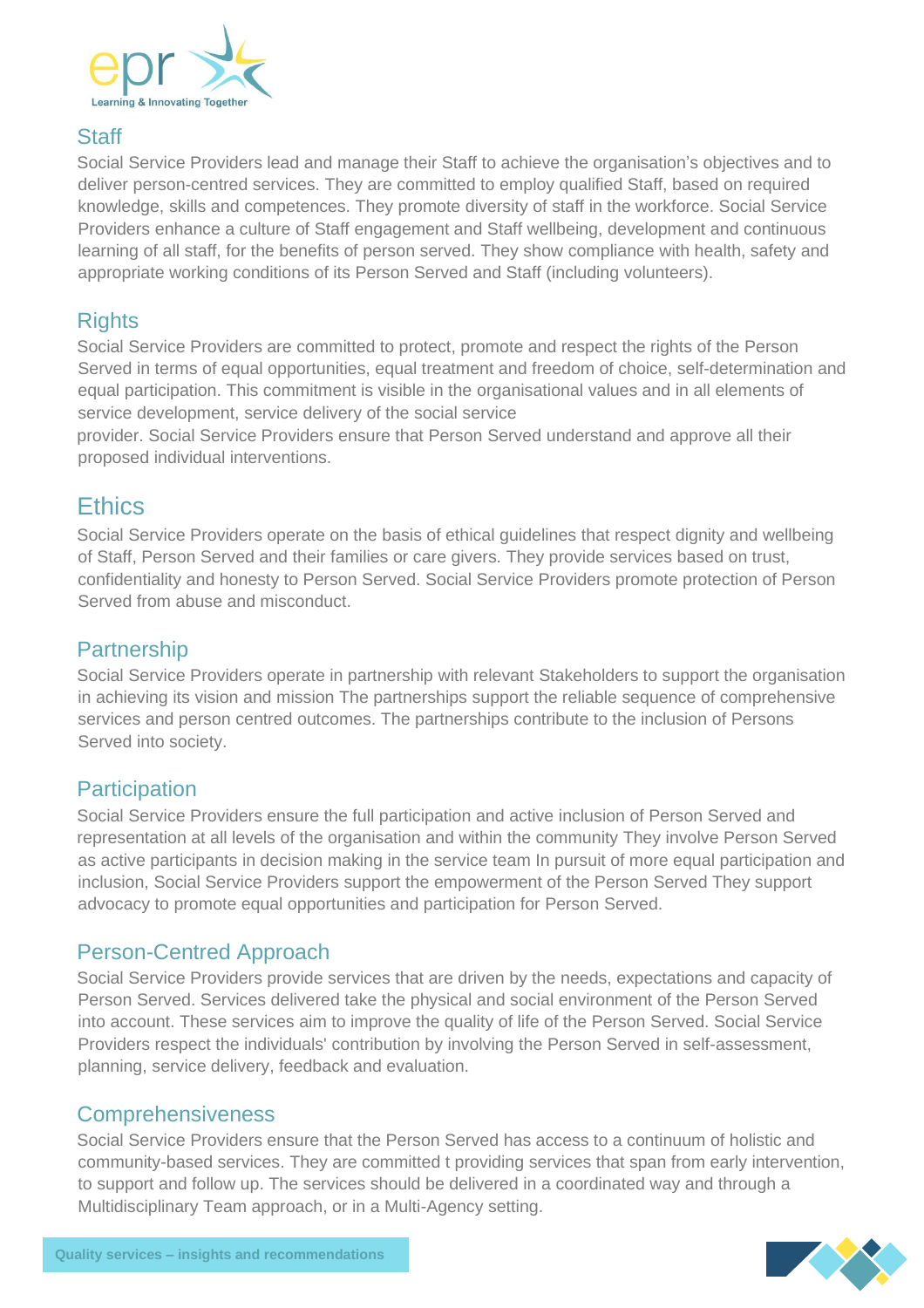## Staff

Social Service Providers lead and manage their Staff to achieve the organisation's objectives and to deliver person-centred services. They are committed to employ qualified Staff, based on required knowledge, skills and competences. They promote diversity of staff in the workforce. Social Service Providers enhance a culture of Staff engagement and Staff wellbeing, development and continuous learning of all staff, for the benefits of person served. They show compliance with health, safety and appropriate working conditions of its Person Served and Staff (including volunteers).

## Rights

Social Service Providers are committed to protect, promote and respect the rights of the Person Served in terms of equal opportunities, equal treatment and freedom of choice, self-determination and equal participation. This commitment is visible in the organisational values and in all elements of service development, service delivery of the social service provider. Social Service Providers ensure that Person Served understand and approve all their proposed individual interventions.

## Ethics

Social Service Providers operate on the basis of ethical guidelines that respect dignity and wellbeing of Staff, Person Served and their families or care givers. They provide services based on trust, confidentiality and honesty to Person Served. Social Service Providers promote protection of Person Served from abuse and misconduct.

## Partnership

Social Service Providers operate in partnership with relevant Stakeholders to support the organisation in achieving its vision and mission The partnerships support the reliable sequence of comprehensive services and person centred outcomes. The partnerships contribute to the inclusion of Persons Served into society.

## Participation

Social Service Providers ensure the full participation and active inclusion of Person Served and representation at all levels of the organisation and within the community They involve Person Served as active participants in decision making in the service team In pursuit of more equal participation and inclusion, Social Service Providers support the empowerment of the Person Served They support advocacy to promote equal opportunities and participation for Person Served.

## Person-Centred Approach

Social Service Providers provide services that are driven by the needs, expectations and capacity of Person Served. Services delivered take the physical and social environment of the Person Served into account. These services aim to improve the quality of life of the Person Served. Social Service Providers respect the individuals' contribution by involving the Person Served in self-assessment, planning, service delivery, feedback and evaluation.

## Comprehensiveness

Social Service Providers ensure that the Person Served has access to a continuum of holistic and community-based services. They are committed t providing services that span from early intervention, to support and follow up. The services should be delivered in a coordinated way and through a Multidisciplinary Team approach, or in a Multi-Agency setting.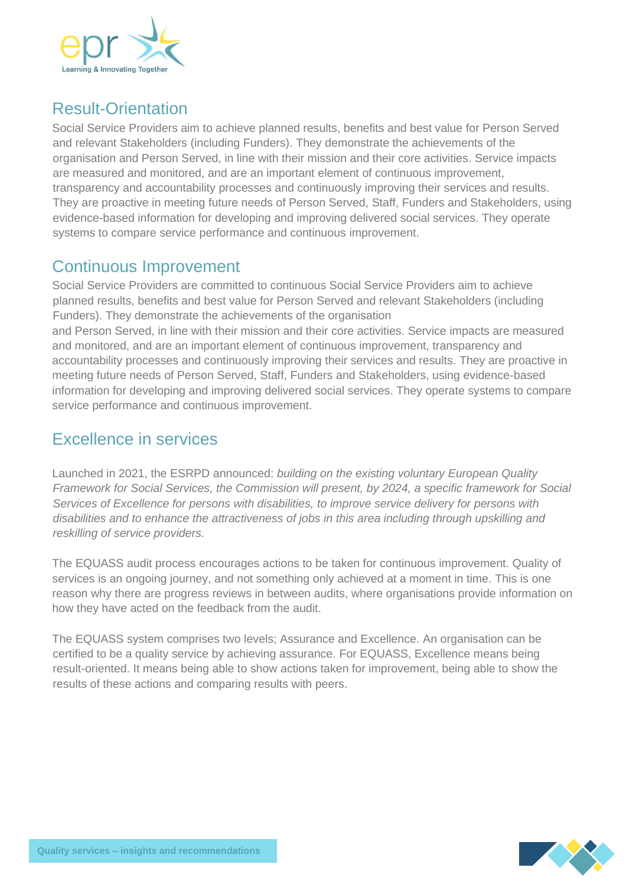## Result-Orientation

Social Service Providers aim to achieve planned results, benefits and best value for Person Served and relevant Stakeholders (including Funders). They demonstrate the achievements of the organisation and Person Served, in line with their mission and their core activities. Service impacts are measured and monitored, and are an important element of continuous improvement, transparency and accountability processes and continuously improving their services and results. They are proactive in meeting future needs of Person Served, Staff, Funders and Stakeholders, using evidence-based information for developing and improving delivered social services. They operate systems to compare service performance and continuous improvement.

## Continuous Improvement

Social Service Providers are committed to continuous Social Service Providers aim to achieve planned results, benefits and best value for Person Served and relevant Stakeholders (including Funders). They demonstrate the achievements of the organisation and Person Served, in line with their mission and their core activities. Service impacts are measured and monitored, and are an important element of continuous improvement, transparency and accountability processes and continuously improving their services and results. They are proactive in meeting future needs of Person Served, Staff, Funders and Stakeholders, using evidence-based information for developing and improving delivered social services. They operate systems to compare service performance and continuous improvement.

## Excellence in services

Launched in 2021, the ESRPD announced: *building on the existing voluntary European Quality Framework for Social Services, the Commission will present, by 2024, a specific framework for Social Services of Excellence for persons with disabilities, to improve service delivery for persons with disabilities and to enhance the attractiveness of jobs in this area including through upskilling and reskilling of service providers.*

The EQUASS audit process encourages actions to be taken for continuous improvement. Quality of services is an ongoing journey, and not something only achieved at a moment in time. This is one reason why there are progress reviews in between audits, where organisations provide information on how they have acted on the feedback from the audit.

The EQUASS system comprises two levels; Assurance and Excellence. An organisation can be certified to be a quality service by achieving assurance. For EQUASS, Excellence means being result-oriented. It means being able to show actions taken for improvement, being able to show the results of these actions and comparing results with peers.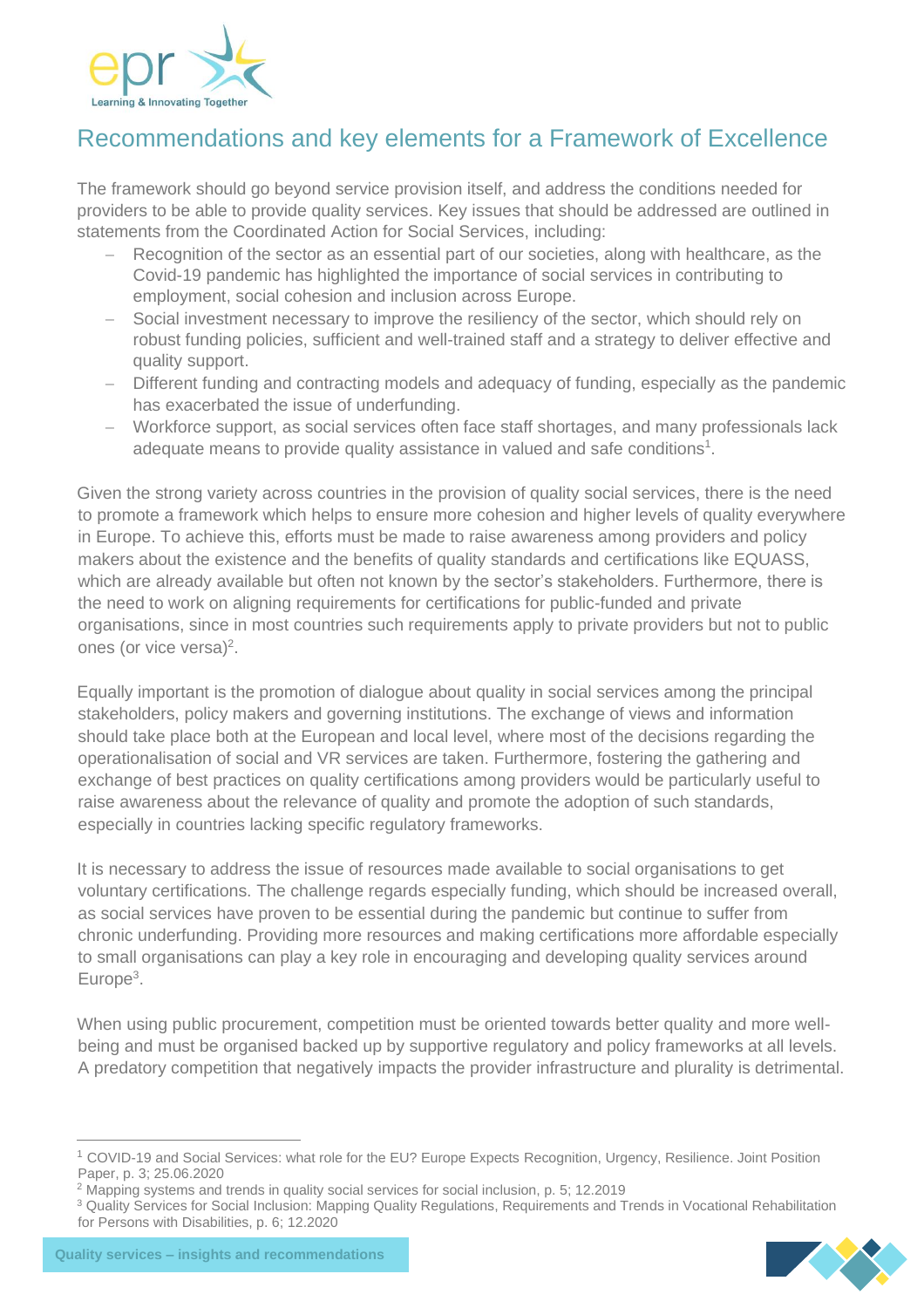## Recommendations and key elements for a Framework of Excellence

The framework should go beyond service provision itself, and address the conditions needed for providers to be able to provide quality services. Key issues that should be addressed are outlined in statements from the Coordinated Action for Social Services, including:

- Recognition of the sector as an essential part of our societies, along with healthcare, as the Covid-19 pandemic has highlighted the importance of social services in contributing to employment, social cohesion and inclusion across Europe.
- Social investment necessary to improve the resiliency of the sector, which should rely on robust funding policies, sufficient and well-trained staff and a strategy to deliver effective and quality support.
- Different funding and contracting models and adequacy of funding, especially as the pandemic has exacerbated the issue of underfunding.
- Workforce support, as social services often face staff shortages, and many professionals lack adequate means to provide quality assistance in valued and safe conditions[1].

Given the strong variety across countries in the provision of quality social services, there is the need to promote a framework which helps to ensure more cohesion and higher levels of quality everywhere in Europe. To achieve this, efforts must be made to raise awareness among providers and policy makers about the existence and the benefits of quality standards and certifications like EQUASS, which are already available but often not known by the sector's stakeholders. Furthermore, there is the need to work on aligning requirements for certifications for public-funded and private organisations, since in most countries such requirements apply to private providers but not to public ones (or vice versa)[2].

Equally important is the promotion of dialogue about quality in social services among the principal stakeholders, policy makers and governing institutions. The exchange of views and information should take place both at the European and local level, where most of the decisions regarding the operationalisation of social and VR services are taken. Furthermore, fostering the gathering and exchange of best practices on quality certifications among providers would be particularly useful to raise awareness about the relevance of quality and promote the adoption of such standards, especially in countries lacking specific regulatory frameworks.

It is necessary to address the issue of resources made available to social organisations to get voluntary certifications. The challenge regards especially funding, which should be increased overall, as social services have proven to be essential during the pandemic but continue to suffer from chronic underfunding. Providing more resources and making certifications more affordable especially to small organisations can play a key role in encouraging and developing quality services around Europe[3].

When using public procurement, competition must be oriented towards better quality and more well-being and must be organised backed up by supportive regulatory and policy frameworks at all levels. A predatory competition that negatively impacts the provider infrastructure and plurality is detrimental.

---

[1] COVID-19 and Social Services: what role for the EU? Europe Expects Recognition, Urgency, Resilience. Joint Position Paper, p. 3; 25.06.2020

[2] Mapping systems and trends in quality social services for social inclusion, p. 5; 12.2019

[3] Quality Services for Social Inclusion: Mapping Quality Regulations, Requirements and Trends in Vocational Rehabilitation for Persons with Disabilities, p. 6; 12.2020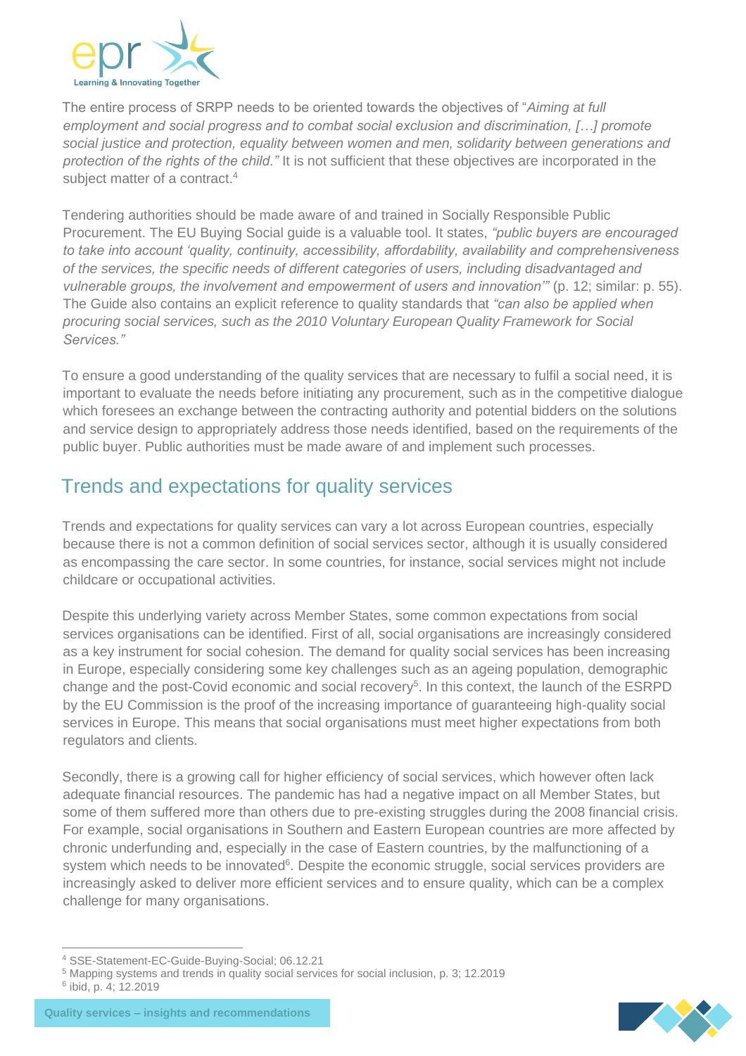The entire process of SRPP needs to be oriented towards the objectives of "*Aiming at full employment and social progress and to combat social exclusion and discrimination, […] promote social justice and protection, equality between women and men, solidarity between generations and protection of the rights of the child.*" It is not sufficient that these objectives are incorporated in the subject matter of a contract.[4]

Tendering authorities should be made aware of and trained in Socially Responsible Public Procurement. The EU Buying Social guide is a valuable tool. It states, *"public buyers are encouraged to take into account 'quality, continuity, accessibility, affordability, availability and comprehensiveness of the services, the specific needs of different categories of users, including disadvantaged and vulnerable groups, the involvement and empowerment of users and innovation'"* (p. 12; similar: p. 55). The Guide also contains an explicit reference to quality standards that *"can also be applied when procuring social services, such as the 2010 Voluntary European Quality Framework for Social Services."*

To ensure a good understanding of the quality services that are necessary to fulfil a social need, it is important to evaluate the needs before initiating any procurement, such as in the competitive dialogue which foresees an exchange between the contracting authority and potential bidders on the solutions and service design to appropriately address those needs identified, based on the requirements of the public buyer. Public authorities must be made aware of and implement such processes.

## Trends and expectations for quality services

Trends and expectations for quality services can vary a lot across European countries, especially because there is not a common definition of social services sector, although it is usually considered as encompassing the care sector. In some countries, for instance, social services might not include childcare or occupational activities.

Despite this underlying variety across Member States, some common expectations from social services organisations can be identified. First of all, social organisations are increasingly considered as a key instrument for social cohesion. The demand for quality social services has been increasing in Europe, especially considering some key challenges such as an ageing population, demographic change and the post-Covid economic and social recovery[5]. In this context, the launch of the ESRPD by the EU Commission is the proof of the increasing importance of guaranteeing high-quality social services in Europe. This means that social organisations must meet higher expectations from both regulators and clients.

Secondly, there is a growing call for higher efficiency of social services, which however often lack adequate financial resources. The pandemic has had a negative impact on all Member States, but some of them suffered more than others due to pre-existing struggles during the 2008 financial crisis. For example, social organisations in Southern and Eastern European countries are more affected by chronic underfunding and, especially in the case of Eastern countries, by the malfunctioning of a system which needs to be innovated[6]. Despite the economic struggle, social services providers are increasingly asked to deliver more efficient services and to ensure quality, which can be a complex challenge for many organisations.

---

[4] SSE-Statement-EC-Guide-Buying-Social; 06.12.21

[5] Mapping systems and trends in quality social services for social inclusion, p. 3; 12.2019

[6] ibid, p. 4; 12.2019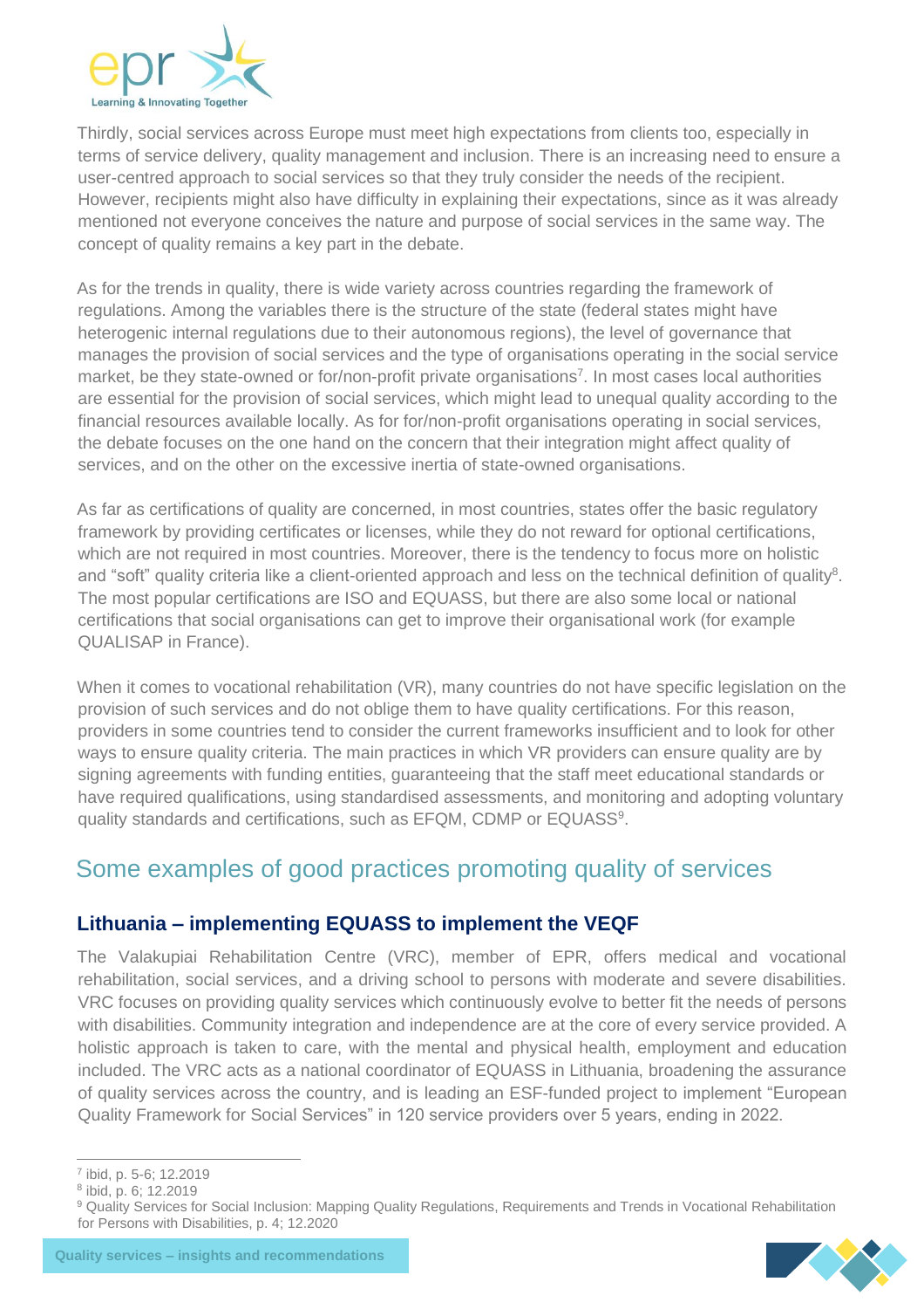Thirdly, social services across Europe must meet high expectations from clients too, especially in terms of service delivery, quality management and inclusion. There is an increasing need to ensure a user-centred approach to social services so that they truly consider the needs of the recipient. However, recipients might also have difficulty in explaining their expectations, since as it was already mentioned not everyone conceives the nature and purpose of social services in the same way. The concept of quality remains a key part in the debate.

As for the trends in quality, there is wide variety across countries regarding the framework of regulations. Among the variables there is the structure of the state (federal states might have heterogenic internal regulations due to their autonomous regions), the level of governance that manages the provision of social services and the type of organisations operating in the social service market, be they state-owned or for/non-profit private organisations[7]. In most cases local authorities are essential for the provision of social services, which might lead to unequal quality according to the financial resources available locally. As for for/non-profit organisations operating in social services, the debate focuses on the one hand on the concern that their integration might affect quality of services, and on the other on the excessive inertia of state-owned organisations.

As far as certifications of quality are concerned, in most countries, states offer the basic regulatory framework by providing certificates or licenses, while they do not reward for optional certifications, which are not required in most countries. Moreover, there is the tendency to focus more on holistic and "soft" quality criteria like a client-oriented approach and less on the technical definition of quality[8]. The most popular certifications are ISO and EQUASS, but there are also some local or national certifications that social organisations can get to improve their organisational work (for example QUALISAP in France).

When it comes to vocational rehabilitation (VR), many countries do not have specific legislation on the provision of such services and do not oblige them to have quality certifications. For this reason, providers in some countries tend to consider the current frameworks insufficient and to look for other ways to ensure quality criteria. The main practices in which VR providers can ensure quality are by signing agreements with funding entities, guaranteeing that the staff meet educational standards or have required qualifications, using standardised assessments, and monitoring and adopting voluntary quality standards and certifications, such as EFQM, CDMP or EQUASS[9].

## Some examples of good practices promoting quality of services

### Lithuania – implementing EQUASS to implement the VEQF

The Valakupiai Rehabilitation Centre (VRC), member of EPR, offers medical and vocational rehabilitation, social services, and a driving school to persons with moderate and severe disabilities. VRC focuses on providing quality services which continuously evolve to better fit the needs of persons with disabilities. Community integration and independence are at the core of every service provided. A holistic approach is taken to care, with the mental and physical health, employment and education included. The VRC acts as a national coordinator of EQUASS in Lithuania, broadening the assurance of quality services across the country, and is leading an ESF-funded project to implement "European Quality Framework for Social Services" in 120 service providers over 5 years, ending in 2022.

---

[7] ibid, p. 5-6; 12.2019

[8] ibid, p. 6; 12.2019

[9] Quality Services for Social Inclusion: Mapping Quality Regulations, Requirements and Trends in Vocational Rehabilitation for Persons with Disabilities, p. 4; 12.2020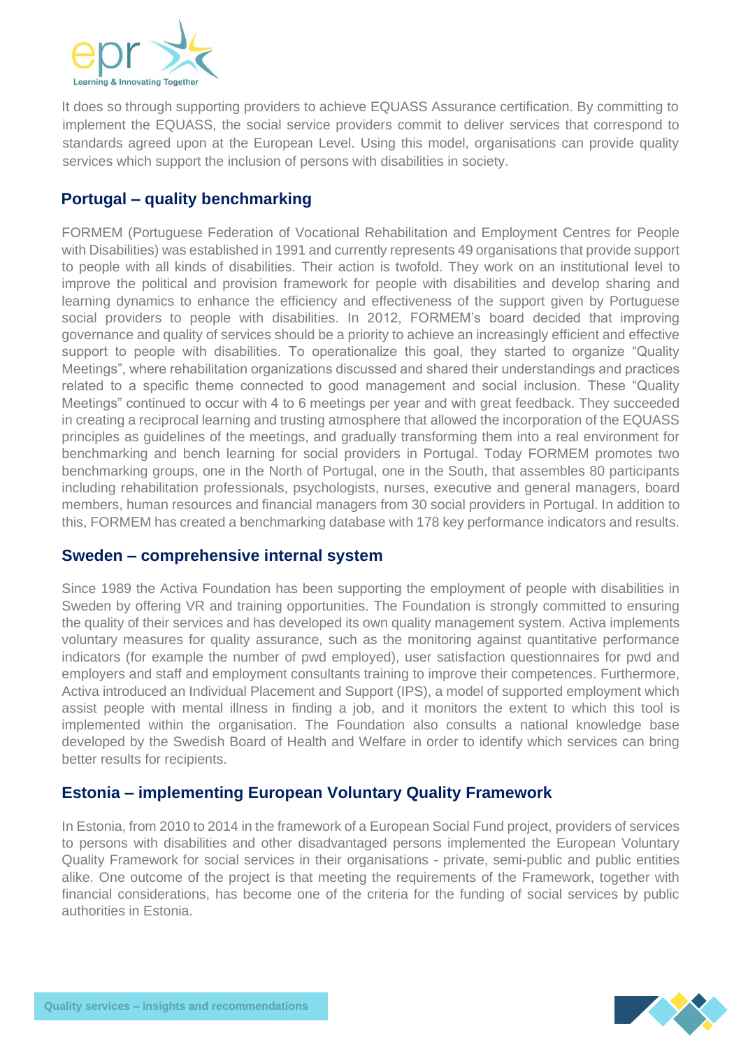It does so through supporting providers to achieve EQUASS Assurance certification. By committing to implement the EQUASS, the social service providers commit to deliver services that correspond to standards agreed upon at the European Level. Using this model, organisations can provide quality services which support the inclusion of persons with disabilities in society.

## Portugal – quality benchmarking

FORMEM (Portuguese Federation of Vocational Rehabilitation and Employment Centres for People with Disabilities) was established in 1991 and currently represents 49 organisations that provide support to people with all kinds of disabilities. Their action is twofold. They work on an institutional level to improve the political and provision framework for people with disabilities and develop sharing and learning dynamics to enhance the efficiency and effectiveness of the support given by Portuguese social providers to people with disabilities. In 2012, FORMEM's board decided that improving governance and quality of services should be a priority to achieve an increasingly efficient and effective support to people with disabilities. To operationalize this goal, they started to organize "Quality Meetings", where rehabilitation organizations discussed and shared their understandings and practices related to a specific theme connected to good management and social inclusion. These "Quality Meetings" continued to occur with 4 to 6 meetings per year and with great feedback. They succeeded in creating a reciprocal learning and trusting atmosphere that allowed the incorporation of the EQUASS principles as guidelines of the meetings, and gradually transforming them into a real environment for benchmarking and bench learning for social providers in Portugal. Today FORMEM promotes two benchmarking groups, one in the North of Portugal, one in the South, that assembles 80 participants including rehabilitation professionals, psychologists, nurses, executive and general managers, board members, human resources and financial managers from 30 social providers in Portugal. In addition to this, FORMEM has created a benchmarking database with 178 key performance indicators and results.

## Sweden – comprehensive internal system

Since 1989 the Activa Foundation has been supporting the employment of people with disabilities in Sweden by offering VR and training opportunities. The Foundation is strongly committed to ensuring the quality of their services and has developed its own quality management system. Activa implements voluntary measures for quality assurance, such as the monitoring against quantitative performance indicators (for example the number of pwd employed), user satisfaction questionnaires for pwd and employers and staff and employment consultants training to improve their competences. Furthermore, Activa introduced an Individual Placement and Support (IPS), a model of supported employment which assist people with mental illness in finding a job, and it monitors the extent to which this tool is implemented within the organisation. The Foundation also consults a national knowledge base developed by the Swedish Board of Health and Welfare in order to identify which services can bring better results for recipients.

## Estonia – implementing European Voluntary Quality Framework

In Estonia, from 2010 to 2014 in the framework of a European Social Fund project, providers of services to persons with disabilities and other disadvantaged persons implemented the European Voluntary Quality Framework for social services in their organisations - private, semi-public and public entities alike. One outcome of the project is that meeting the requirements of the Framework, together with financial considerations, has become one of the criteria for the funding of social services by public authorities in Estonia.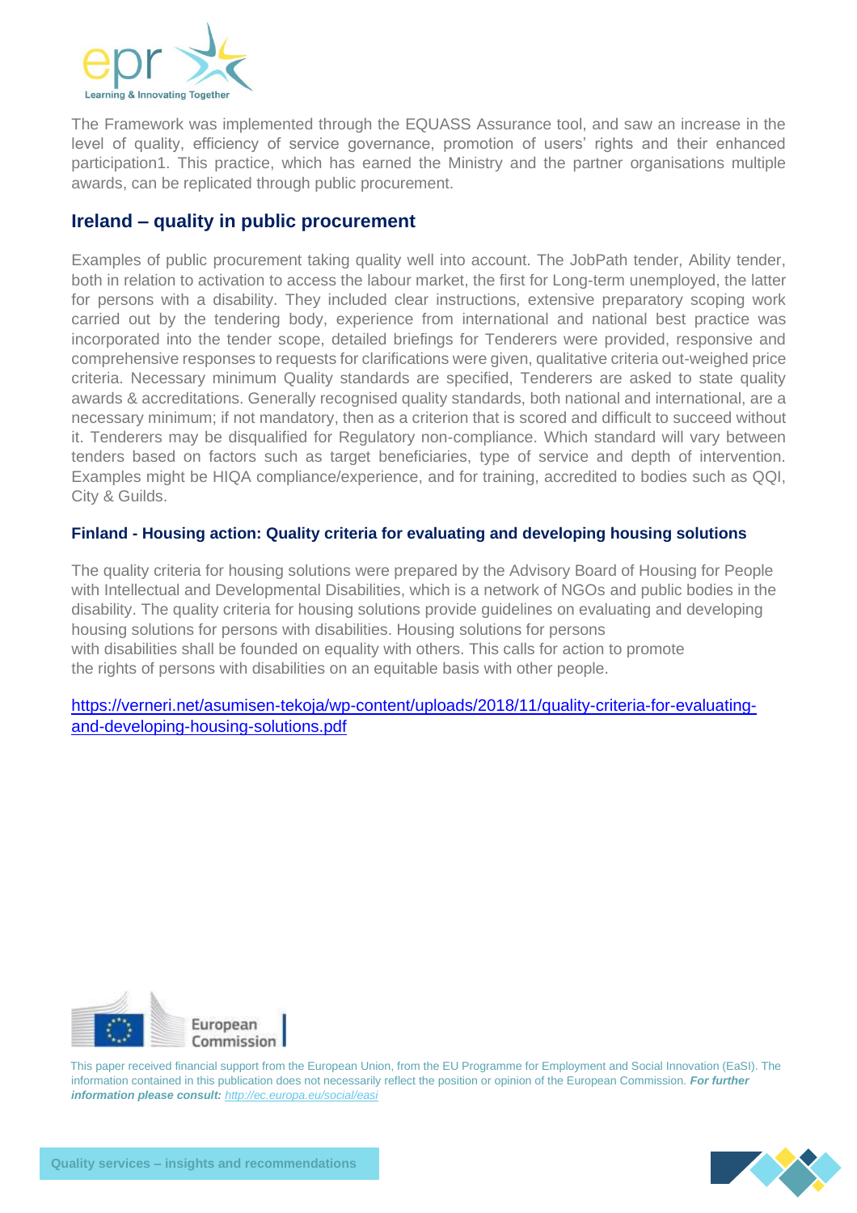The Framework was implemented through the EQUASS Assurance tool, and saw an increase in the level of quality, efficiency of service governance, promotion of users' rights and their enhanced participation1. This practice, which has earned the Ministry and the partner organisations multiple awards, can be replicated through public procurement.

## Ireland – quality in public procurement

Examples of public procurement taking quality well into account. The JobPath tender, Ability tender, both in relation to activation to access the labour market, the first for Long-term unemployed, the latter for persons with a disability. They included clear instructions, extensive preparatory scoping work carried out by the tendering body, experience from international and national best practice was incorporated into the tender scope, detailed briefings for Tenderers were provided, responsive and comprehensive responses to requests for clarifications were given, qualitative criteria out-weighed price criteria. Necessary minimum Quality standards are specified, Tenderers are asked to state quality awards & accreditations. Generally recognised quality standards, both national and international, are a necessary minimum; if not mandatory, then as a criterion that is scored and difficult to succeed without it. Tenderers may be disqualified for Regulatory non-compliance. Which standard will vary between tenders based on factors such as target beneficiaries, type of service and depth of intervention. Examples might be HIQA compliance/experience, and for training, accredited to bodies such as QQI, City & Guilds.

### Finland - Housing action: Quality criteria for evaluating and developing housing solutions

The quality criteria for housing solutions were prepared by the Advisory Board of Housing for People with Intellectual and Developmental Disabilities, which is a network of NGOs and public bodies in the disability. The quality criteria for housing solutions provide guidelines on evaluating and developing housing solutions for persons with disabilities. Housing solutions for persons with disabilities shall be founded on equality with others. This calls for action to promote the rights of persons with disabilities on an equitable basis with other people.

https://verneri.net/asumisen-tekoja/wp-content/uploads/2018/11/quality-criteria-for-evaluating-and-developing-housing-solutions.pdf

This paper received financial support from the European Union, from the EU Programme for Employment and Social Innovation (EaSI). The information contained in this publication does not necessarily reflect the position or opinion of the European Commission. ***For further information please consult:*** *http://ec.europa.eu/social/easi*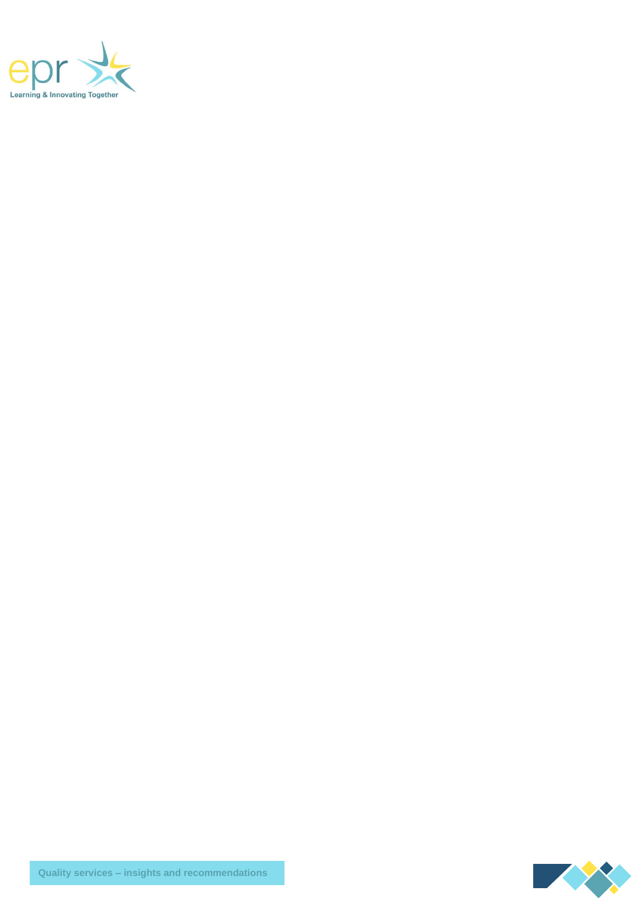epr

Learning & Innovating Together